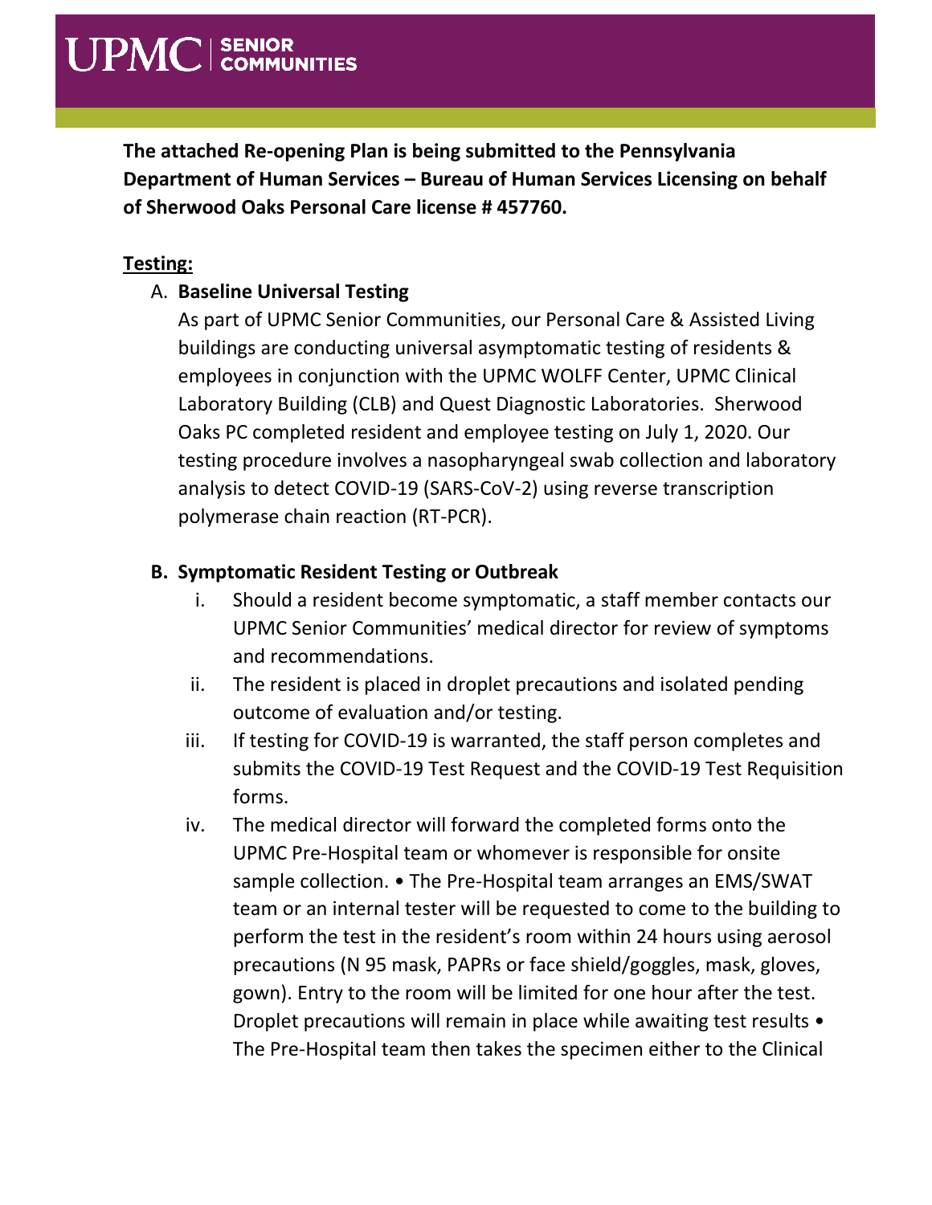**The attached Re-opening Plan is being submitted to the Pennsylvania Department of Human Services – Bureau of Human Services Licensing on behalf of Sherwood Oaks Personal Care license # 457760.**

## Testing:

A. **Baseline Universal Testing**

As part of UPMC Senior Communities, our Personal Care & Assisted Living buildings are conducting universal asymptomatic testing of residents & employees in conjunction with the UPMC WOLFF Center, UPMC Clinical Laboratory Building (CLB) and Quest Diagnostic Laboratories. Sherwood Oaks PC completed resident and employee testing on July 1, 2020. Our testing procedure involves a nasopharyngeal swab collection and laboratory analysis to detect COVID-19 (SARS-CoV-2) using reverse transcription polymerase chain reaction (RT-PCR).

**B. Symptomatic Resident Testing or Outbreak**

i. Should a resident become symptomatic, a staff member contacts our UPMC Senior Communities' medical director for review of symptoms and recommendations.

ii. The resident is placed in droplet precautions and isolated pending outcome of evaluation and/or testing.

iii. If testing for COVID-19 is warranted, the staff person completes and submits the COVID-19 Test Request and the COVID-19 Test Requisition forms.

iv. The medical director will forward the completed forms onto the UPMC Pre-Hospital team or whomever is responsible for onsite sample collection. • The Pre-Hospital team arranges an EMS/SWAT team or an internal tester will be requested to come to the building to perform the test in the resident's room within 24 hours using aerosol precautions (N 95 mask, PAPRs or face shield/goggles, mask, gloves, gown). Entry to the room will be limited for one hour after the test. Droplet precautions will remain in place while awaiting test results • The Pre-Hospital team then takes the specimen either to the Clinical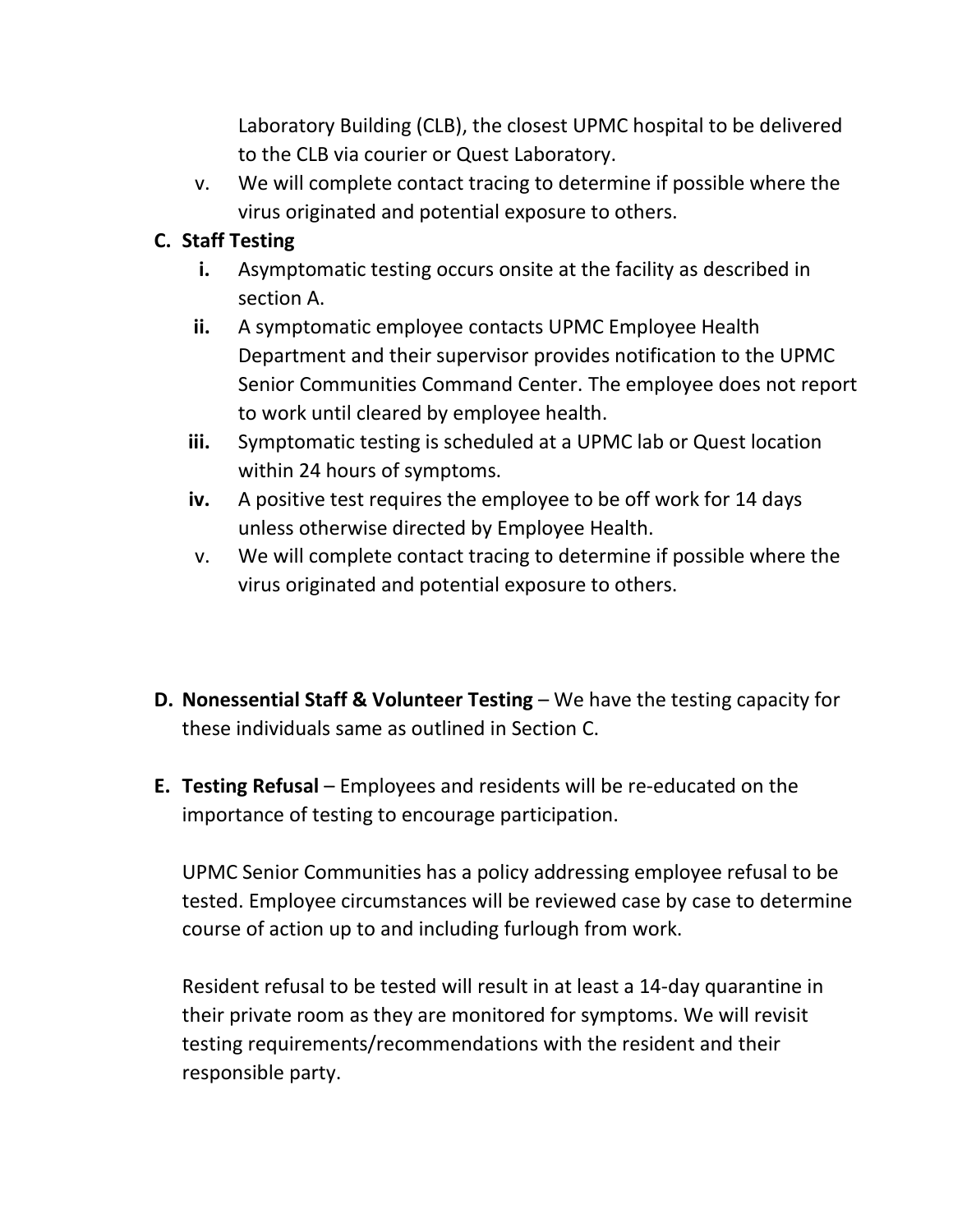Laboratory Building (CLB), the closest UPMC hospital to be delivered to the CLB via courier or Quest Laboratory.

v. We will complete contact tracing to determine if possible where the virus originated and potential exposure to others.

**C. Staff Testing**

**i.** Asymptomatic testing occurs onsite at the facility as described in section A.

**ii.** A symptomatic employee contacts UPMC Employee Health Department and their supervisor provides notification to the UPMC Senior Communities Command Center. The employee does not report to work until cleared by employee health.

**iii.** Symptomatic testing is scheduled at a UPMC lab or Quest location within 24 hours of symptoms.

**iv.** A positive test requires the employee to be off work for 14 days unless otherwise directed by Employee Health.

v. We will complete contact tracing to determine if possible where the virus originated and potential exposure to others.

**D. Nonessential Staff & Volunteer Testing** – We have the testing capacity for these individuals same as outlined in Section C.

**E. Testing Refusal** – Employees and residents will be re-educated on the importance of testing to encourage participation.

UPMC Senior Communities has a policy addressing employee refusal to be tested. Employee circumstances will be reviewed case by case to determine course of action up to and including furlough from work.

Resident refusal to be tested will result in at least a 14-day quarantine in their private room as they are monitored for symptoms. We will revisit testing requirements/recommendations with the resident and their responsible party.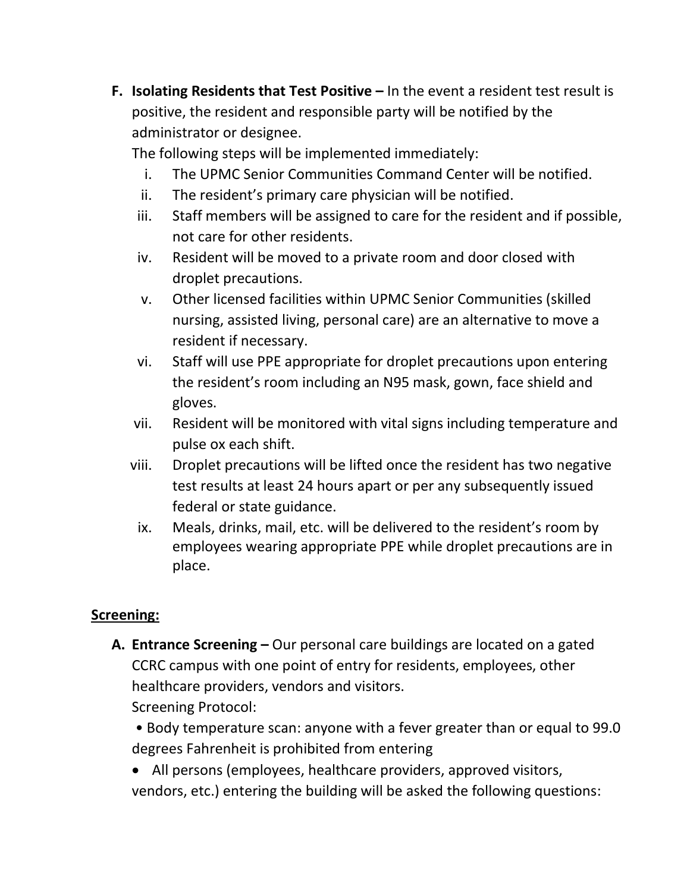F. **Isolating Residents that Test Positive –** In the event a resident test result is positive, the resident and responsible party will be notified by the administrator or designee.

   The following steps will be implemented immediately:

   i. The UPMC Senior Communities Command Center will be notified.
   ii. The resident's primary care physician will be notified.
   iii. Staff members will be assigned to care for the resident and if possible, not care for other residents.
   iv. Resident will be moved to a private room and door closed with droplet precautions.
   v. Other licensed facilities within UPMC Senior Communities (skilled nursing, assisted living, personal care) are an alternative to move a resident if necessary.
   vi. Staff will use PPE appropriate for droplet precautions upon entering the resident's room including an N95 mask, gown, face shield and gloves.
   vii. Resident will be monitored with vital signs including temperature and pulse ox each shift.
   viii. Droplet precautions will be lifted once the resident has two negative test results at least 24 hours apart or per any subsequently issued federal or state guidance.
   ix. Meals, drinks, mail, etc. will be delivered to the resident's room by employees wearing appropriate PPE while droplet precautions are in place.

**<u>Screening:</u>**

A. **Entrance Screening –** Our personal care buildings are located on a gated CCRC campus with one point of entry for residents, employees, other healthcare providers, vendors and visitors.

   Screening Protocol:

   - Body temperature scan: anyone with a fever greater than or equal to 99.0 degrees Fahrenheit is prohibited from entering
   - All persons (employees, healthcare providers, approved visitors, vendors, etc.) entering the building will be asked the following questions: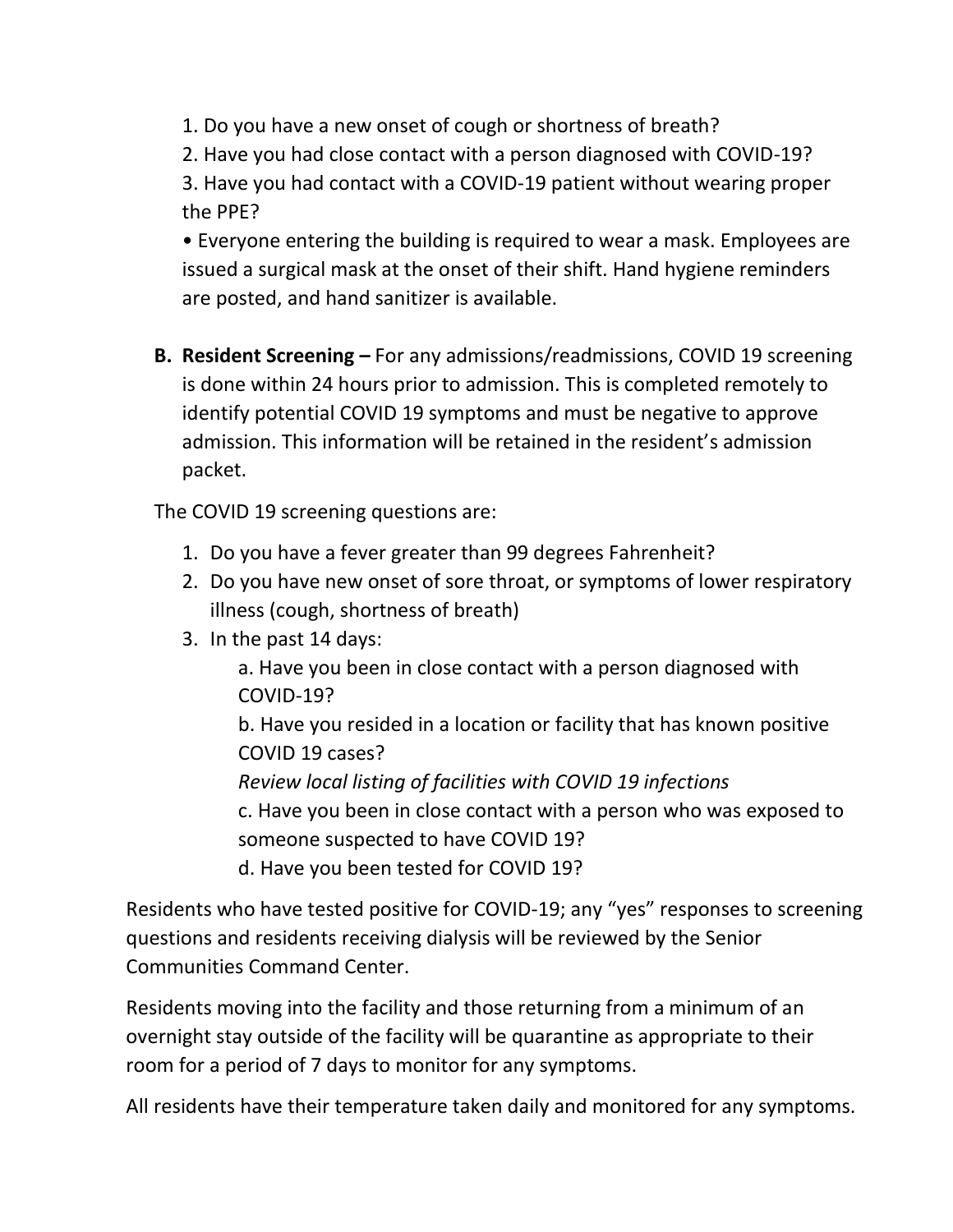1. Do you have a new onset of cough or shortness of breath?
2. Have you had close contact with a person diagnosed with COVID-19?
3. Have you had contact with a COVID-19 patient without wearing proper the PPE?

- Everyone entering the building is required to wear a mask. Employees are issued a surgical mask at the onset of their shift. Hand hygiene reminders are posted, and hand sanitizer is available.

**B. Resident Screening –** For any admissions/readmissions, COVID 19 screening is done within 24 hours prior to admission. This is completed remotely to identify potential COVID 19 symptoms and must be negative to approve admission. This information will be retained in the resident's admission packet.

The COVID 19 screening questions are:

1. Do you have a fever greater than 99 degrees Fahrenheit?
2. Do you have new onset of sore throat, or symptoms of lower respiratory illness (cough, shortness of breath)
3. In the past 14 days:

   a. Have you been in close contact with a person diagnosed with COVID-19?

   b. Have you resided in a location or facility that has known positive COVID 19 cases?

   *Review local listing of facilities with COVID 19 infections*

   c. Have you been in close contact with a person who was exposed to someone suspected to have COVID 19?

   d. Have you been tested for COVID 19?

Residents who have tested positive for COVID-19; any "yes" responses to screening questions and residents receiving dialysis will be reviewed by the Senior Communities Command Center.

Residents moving into the facility and those returning from a minimum of an overnight stay outside of the facility will be quarantine as appropriate to their room for a period of 7 days to monitor for any symptoms.

All residents have their temperature taken daily and monitored for any symptoms.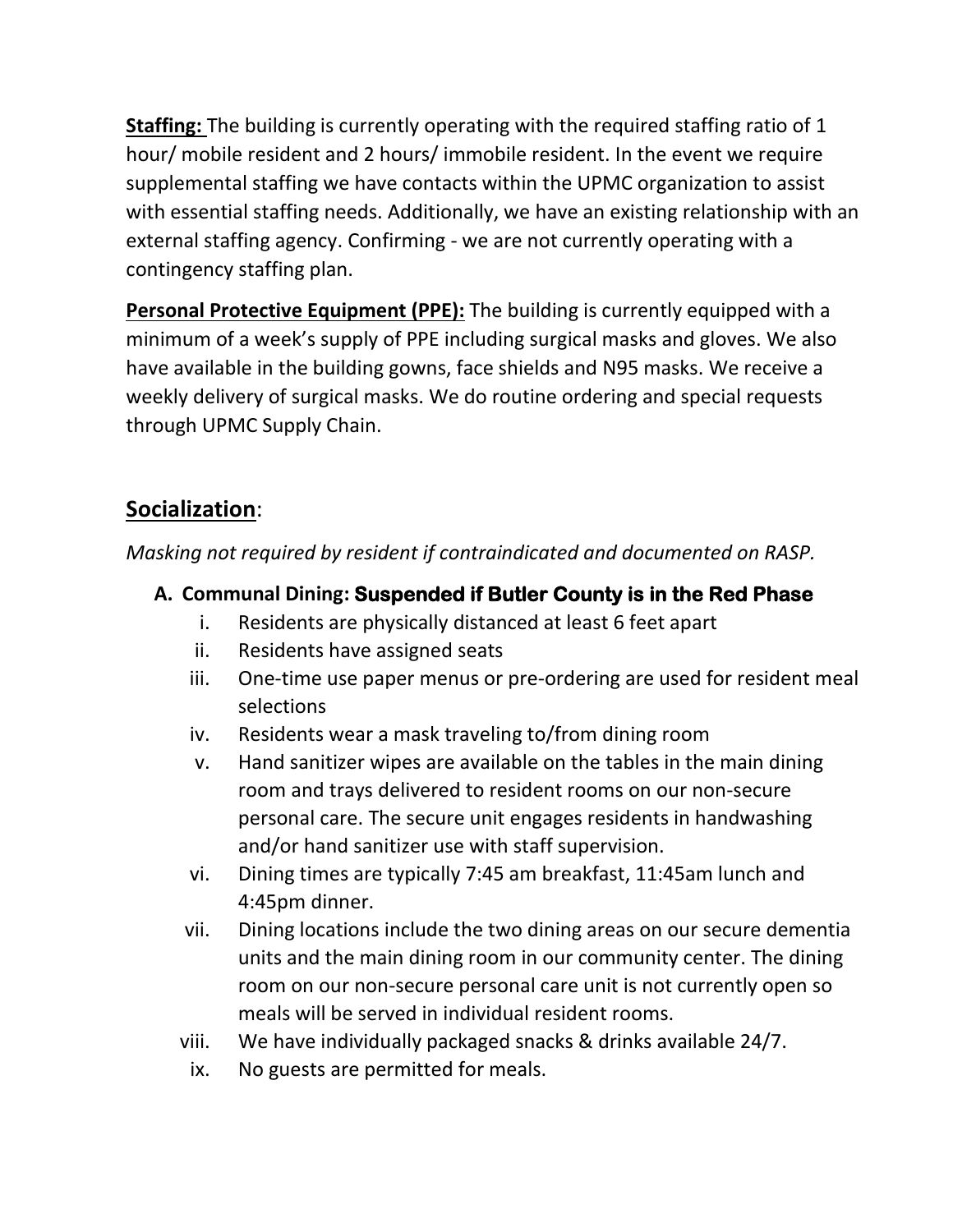**Staffing:** The building is currently operating with the required staffing ratio of 1 hour/ mobile resident and 2 hours/ immobile resident. In the event we require supplemental staffing we have contacts within the UPMC organization to assist with essential staffing needs. Additionally, we have an existing relationship with an external staffing agency. Confirming - we are not currently operating with a contingency staffing plan.

**Personal Protective Equipment (PPE):** The building is currently equipped with a minimum of a week's supply of PPE including surgical masks and gloves. We also have available in the building gowns, face shields and N95 masks. We receive a weekly delivery of surgical masks. We do routine ordering and special requests through UPMC Supply Chain.

## Socialization:

*Masking not required by resident if contraindicated and documented on RASP.*

**A. Communal Dining: Suspended if Butler County is in the Red Phase**

i. Residents are physically distanced at least 6 feet apart

ii. Residents have assigned seats

iii. One-time use paper menus or pre-ordering are used for resident meal selections

iv. Residents wear a mask traveling to/from dining room

v. Hand sanitizer wipes are available on the tables in the main dining room and trays delivered to resident rooms on our non-secure personal care. The secure unit engages residents in handwashing and/or hand sanitizer use with staff supervision.

vi. Dining times are typically 7:45 am breakfast, 11:45am lunch and 4:45pm dinner.

vii. Dining locations include the two dining areas on our secure dementia units and the main dining room in our community center. The dining room on our non-secure personal care unit is not currently open so meals will be served in individual resident rooms.

viii. We have individually packaged snacks & drinks available 24/7.

ix. No guests are permitted for meals.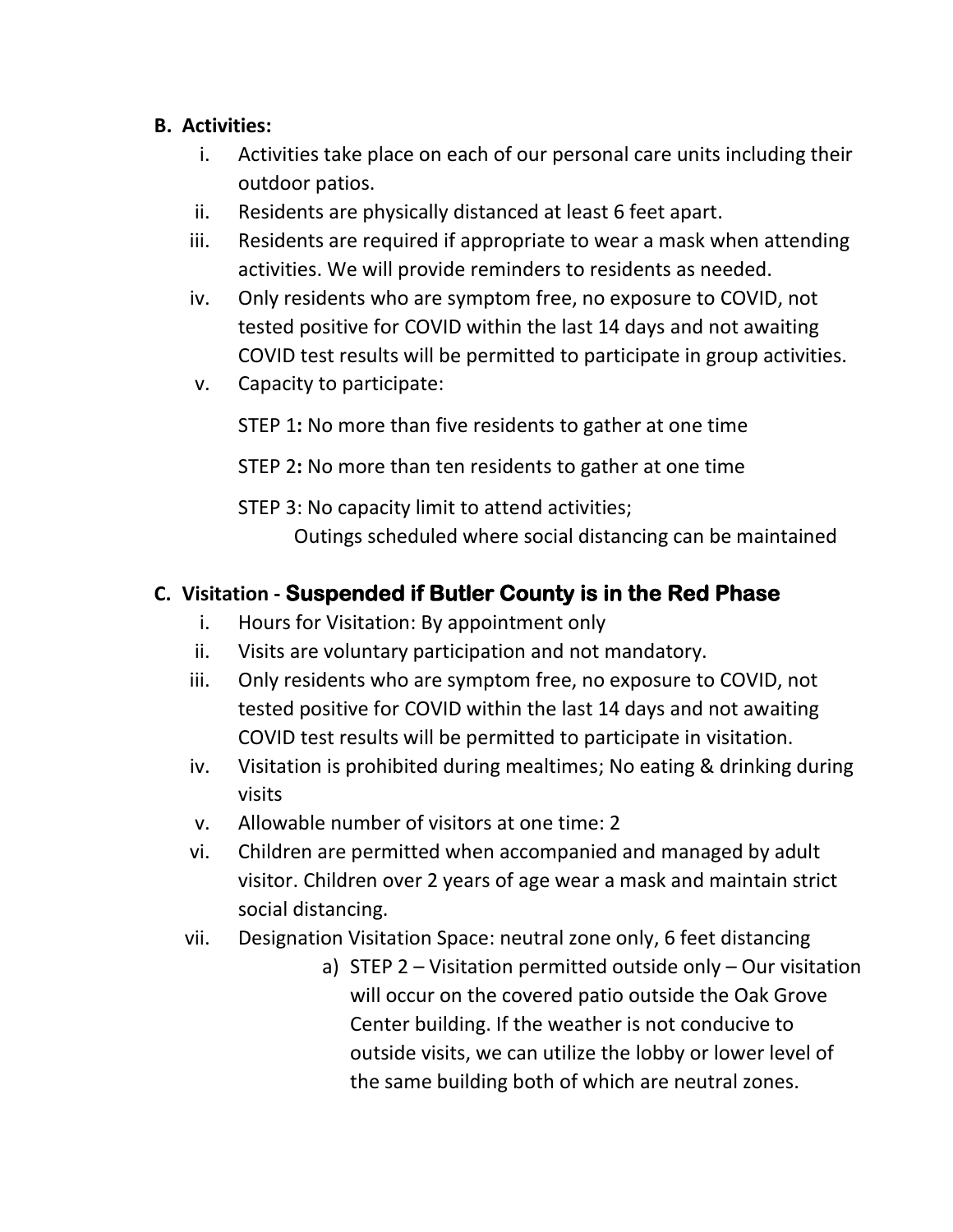**B. Activities:**

i. Activities take place on each of our personal care units including their outdoor patios.

ii. Residents are physically distanced at least 6 feet apart.

iii. Residents are required if appropriate to wear a mask when attending activities. We will provide reminders to residents as needed.

iv. Only residents who are symptom free, no exposure to COVID, not tested positive for COVID within the last 14 days and not awaiting COVID test results will be permitted to participate in group activities.

v. Capacity to participate:

STEP 1**:** No more than five residents to gather at one time

STEP 2**:** No more than ten residents to gather at one time

STEP 3: No capacity limit to attend activities;
Outings scheduled where social distancing can be maintained

**C. Visitation - Suspended if Butler County is in the Red Phase**

i. Hours for Visitation: By appointment only

ii. Visits are voluntary participation and not mandatory.

iii. Only residents who are symptom free, no exposure to COVID, not tested positive for COVID within the last 14 days and not awaiting COVID test results will be permitted to participate in visitation.

iv. Visitation is prohibited during mealtimes; No eating & drinking during visits

v. Allowable number of visitors at one time: 2

vi. Children are permitted when accompanied and managed by adult visitor. Children over 2 years of age wear a mask and maintain strict social distancing.

vii. Designation Visitation Space: neutral zone only, 6 feet distancing

a) STEP 2 – Visitation permitted outside only – Our visitation will occur on the covered patio outside the Oak Grove Center building. If the weather is not conducive to outside visits, we can utilize the lobby or lower level of the same building both of which are neutral zones.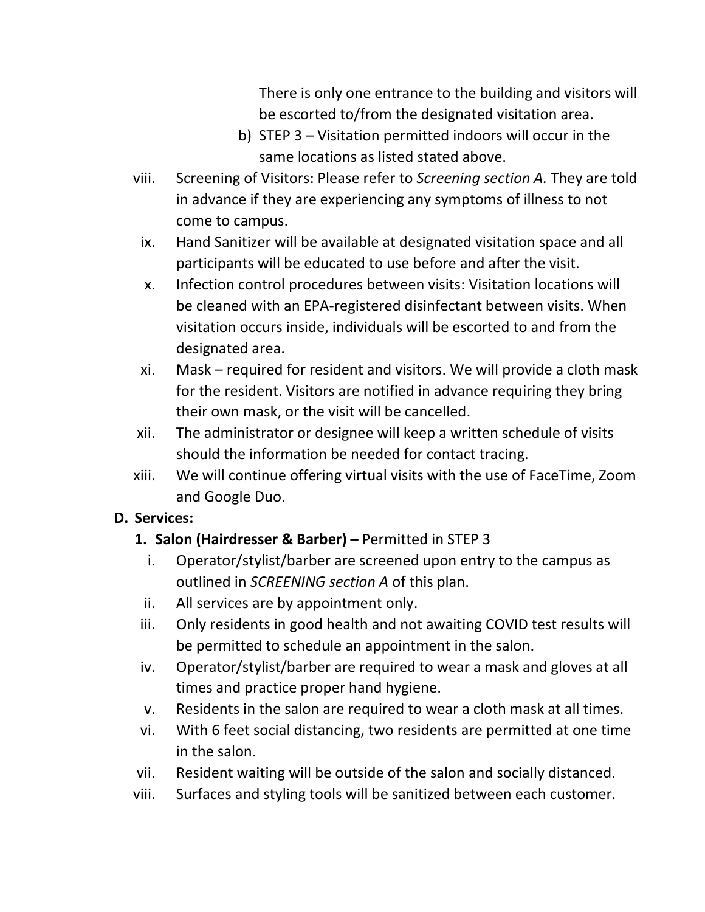There is only one entrance to the building and visitors will be escorted to/from the designated visitation area.

b) STEP 3 – Visitation permitted indoors will occur in the same locations as listed stated above.

viii. Screening of Visitors: Please refer to *Screening section A.* They are told in advance if they are experiencing any symptoms of illness to not come to campus.

ix. Hand Sanitizer will be available at designated visitation space and all participants will be educated to use before and after the visit.

x. Infection control procedures between visits: Visitation locations will be cleaned with an EPA-registered disinfectant between visits. When visitation occurs inside, individuals will be escorted to and from the designated area.

xi. Mask – required for resident and visitors. We will provide a cloth mask for the resident. Visitors are notified in advance requiring they bring their own mask, or the visit will be cancelled.

xii. The administrator or designee will keep a written schedule of visits should the information be needed for contact tracing.

xiii. We will continue offering virtual visits with the use of FaceTime, Zoom and Google Duo.

**D. Services:**

**1. Salon (Hairdresser & Barber) –** Permitted in STEP 3

i. Operator/stylist/barber are screened upon entry to the campus as outlined in *SCREENING section A* of this plan.

ii. All services are by appointment only.

iii. Only residents in good health and not awaiting COVID test results will be permitted to schedule an appointment in the salon.

iv. Operator/stylist/barber are required to wear a mask and gloves at all times and practice proper hand hygiene.

v. Residents in the salon are required to wear a cloth mask at all times.

vi. With 6 feet social distancing, two residents are permitted at one time in the salon.

vii. Resident waiting will be outside of the salon and socially distanced.

viii. Surfaces and styling tools will be sanitized between each customer.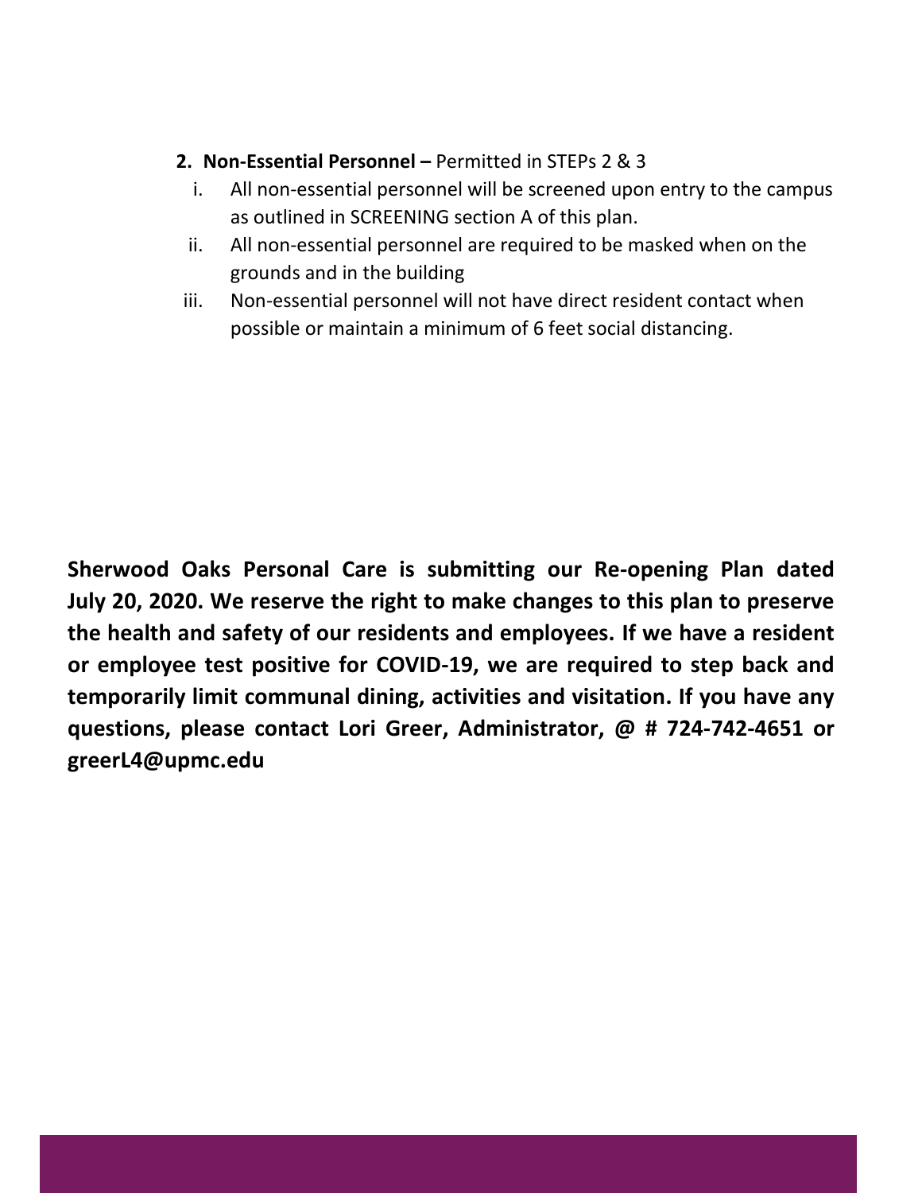2. **Non-Essential Personnel –** Permitted in STEPs 2 & 3
   i. All non-essential personnel will be screened upon entry to the campus as outlined in SCREENING section A of this plan.
   ii. All non-essential personnel are required to be masked when on the grounds and in the building
   iii. Non-essential personnel will not have direct resident contact when possible or maintain a minimum of 6 feet social distancing.

**Sherwood Oaks Personal Care is submitting our Re-opening Plan dated July 20, 2020. We reserve the right to make changes to this plan to preserve the health and safety of our residents and employees. If we have a resident or employee test positive for COVID-19, we are required to step back and temporarily limit communal dining, activities and visitation. If you have any questions, please contact Lori Greer, Administrator, @ # 724-742-4651 or greerL4@upmc.edu**